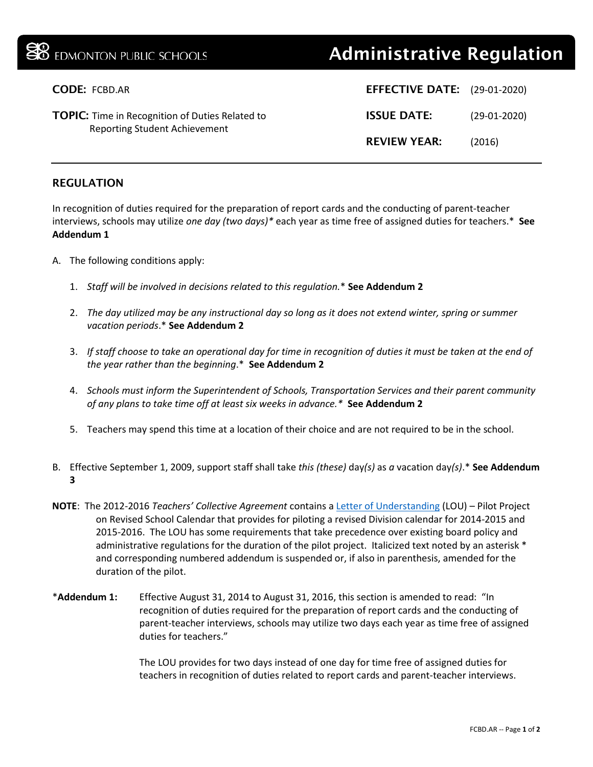EDMONTON PUBLIC SCHOOLS

# Administrative Regulation

**CODE:** FCBD.AR

**TOPIC:** Time in Recognition of Duties Related to Reporting Student Achievement

**EFFECTIVE DATE:** (29-01-2020)

**ISSUE DATE:** (29-01-2020)

**REVIEW YEAR:** (2016)

## REGULATION

In recognition of duties required for the preparation of report cards and the conducting of parent-teacher interviews, schools may utilize *one day (two days)\** each year as time free of assigned duties for teachers.\* **See Addendum 1**

A. The following conditions apply:

1. *Staff will be involved in decisions related to this regulation.*\* **See Addendum 2**
2. *The day utilized may be any instructional day so long as it does not extend winter, spring or summer vacation periods*.\* **See Addendum 2**
3. *If staff choose to take an operational day for time in recognition of duties it must be taken at the end of the year rather than the beginning*.\* **See Addendum 2**
4. *Schools must inform the Superintendent of Schools, Transportation Services and their parent community of any plans to take time off at least six weeks in advance.\** **See Addendum 2**
5. Teachers may spend this time at a location of their choice and are not required to be in the school.

B. Effective September 1, 2009, support staff shall take *this (these)* day*(s)* as *a* vacation day*(s)*.\* **See Addendum 3**

**NOTE**: The 2012-2016 *Teachers' Collective Agreement* contains a Letter of Understanding (LOU) – Pilot Project on Revised School Calendar that provides for piloting a revised Division calendar for 2014-2015 and 2015-2016. The LOU has some requirements that take precedence over existing board policy and administrative regulations for the duration of the pilot project. Italicized text noted by an asterisk \* and corresponding numbered addendum is suspended or, if also in parenthesis, amended for the duration of the pilot.

\***Addendum 1:** Effective August 31, 2014 to August 31, 2016, this section is amended to read: "In recognition of duties required for the preparation of report cards and the conducting of parent-teacher interviews, schools may utilize two days each year as time free of assigned duties for teachers."

The LOU provides for two days instead of one day for time free of assigned duties for teachers in recognition of duties related to report cards and parent-teacher interviews.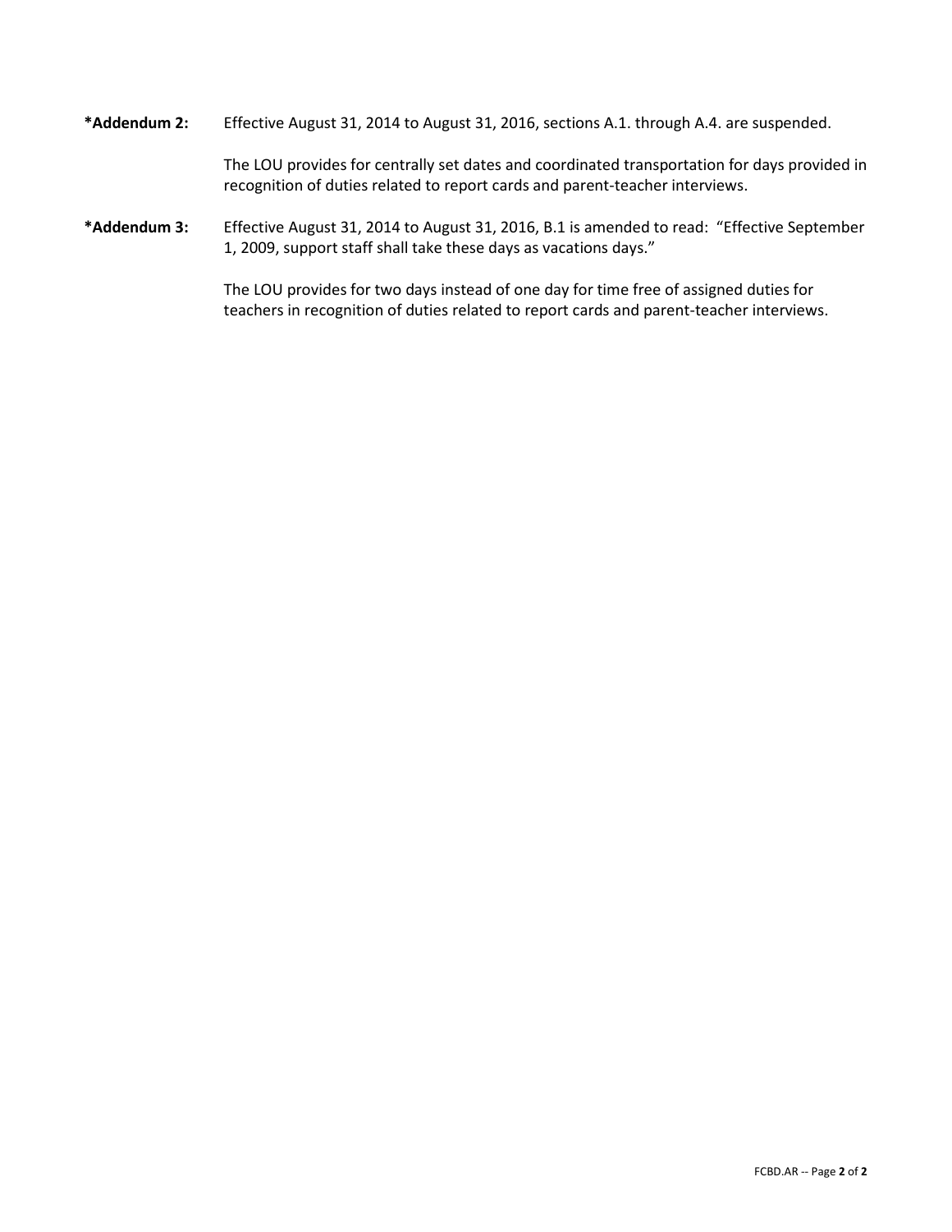**\*Addendum 2:** Effective August 31, 2014 to August 31, 2016, sections A.1. through A.4. are suspended.

The LOU provides for centrally set dates and coordinated transportation for days provided in recognition of duties related to report cards and parent-teacher interviews.

**\*Addendum 3:** Effective August 31, 2014 to August 31, 2016, B.1 is amended to read: "Effective September 1, 2009, support staff shall take these days as vacations days."

The LOU provides for two days instead of one day for time free of assigned duties for teachers in recognition of duties related to report cards and parent-teacher interviews.